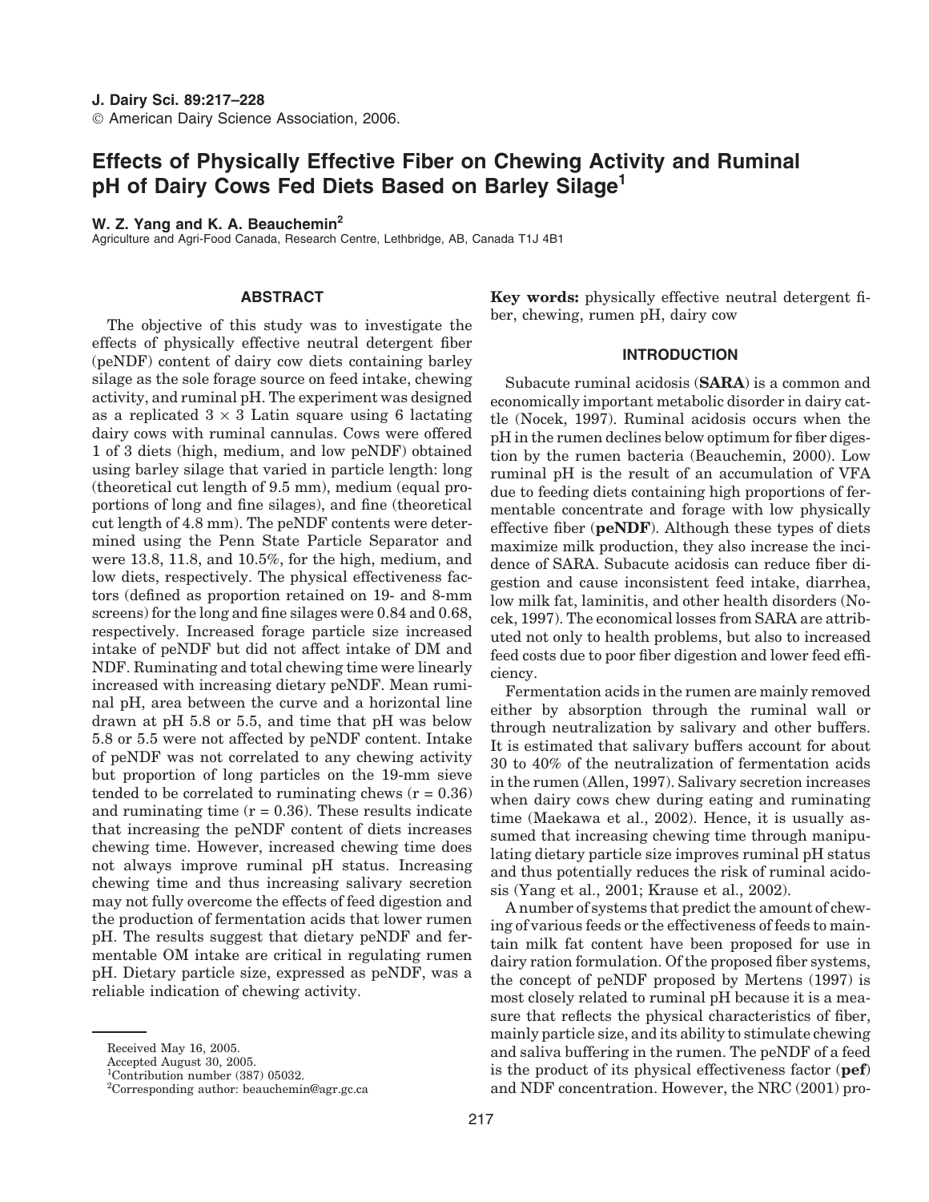# Effects of Physically Effective Fiber on Chewing Activity and Ruminal pH of Dairy Cows Fed Diets Based on Barley Silage[1]

**W. Z. Yang and K. A. Beauchemin[2]**
Agriculture and Agri-Food Canada, Research Centre, Lethbridge, AB, Canada T1J 4B1

## ABSTRACT

The objective of this study was to investigate the effects of physically effective neutral detergent fiber (peNDF) content of dairy cow diets containing barley silage as the sole forage source on feed intake, chewing activity, and ruminal pH. The experiment was designed as a replicated 3 × 3 Latin square using 6 lactating dairy cows with ruminal cannulas. Cows were offered 1 of 3 diets (high, medium, and low peNDF) obtained using barley silage that varied in particle length: long (theoretical cut length of 9.5 mm), medium (equal proportions of long and fine silages), and fine (theoretical cut length of 4.8 mm). The peNDF contents were determined using the Penn State Particle Separator and were 13.8, 11.8, and 10.5%, for the high, medium, and low diets, respectively. The physical effectiveness factors (defined as proportion retained on 19- and 8-mm screens) for the long and fine silages were 0.84 and 0.68, respectively. Increased forage particle size increased intake of peNDF but did not affect intake of DM and NDF. Ruminating and total chewing time were linearly increased with increasing dietary peNDF. Mean ruminal pH, area between the curve and a horizontal line drawn at pH 5.8 or 5.5, and time that pH was below 5.8 or 5.5 were not affected by peNDF content. Intake of peNDF was not correlated to any chewing activity but proportion of long particles on the 19-mm sieve tended to be correlated to ruminating chews ($r = 0.36$) and ruminating time ($r = 0.36$). These results indicate that increasing the peNDF content of diets increases chewing time. However, increased chewing time does not always improve ruminal pH status. Increasing chewing time and thus increasing salivary secretion may not fully overcome the effects of feed digestion and the production of fermentation acids that lower rumen pH. The results suggest that dietary peNDF and fermentable OM intake are critical in regulating rumen pH. Dietary particle size, expressed as peNDF, was a reliable indication of chewing activity.

**Key words:** physically effective neutral detergent fiber, chewing, rumen pH, dairy cow

## INTRODUCTION

Subacute ruminal acidosis (**SARA**) is a common and economically important metabolic disorder in dairy cattle (Nocek, 1997). Ruminal acidosis occurs when the pH in the rumen declines below optimum for fiber digestion by the rumen bacteria (Beauchemin, 2000). Low ruminal pH is the result of an accumulation of VFA due to feeding diets containing high proportions of fermentable concentrate and forage with low physically effective fiber (**peNDF**). Although these types of diets maximize milk production, they also increase the incidence of SARA. Subacute acidosis can reduce fiber digestion and cause inconsistent feed intake, diarrhea, low milk fat, laminitis, and other health disorders (Nocek, 1997). The economical losses from SARA are attributed not only to health problems, but also to increased feed costs due to poor fiber digestion and lower feed efficiency.

Fermentation acids in the rumen are mainly removed either by absorption through the ruminal wall or through neutralization by salivary and other buffers. It is estimated that salivary buffers account for about 30 to 40% of the neutralization of fermentation acids in the rumen (Allen, 1997). Salivary secretion increases when dairy cows chew during eating and ruminating time (Maekawa et al., 2002). Hence, it is usually assumed that increasing chewing time through manipulating dietary particle size improves ruminal pH status and thus potentially reduces the risk of ruminal acidosis (Yang et al., 2001; Krause et al., 2002).

A number of systems that predict the amount of chewing of various feeds or the effectiveness of feeds to maintain milk fat content have been proposed for use in dairy ration formulation. Of the proposed fiber systems, the concept of peNDF proposed by Mertens (1997) is most closely related to ruminal pH because it is a measure that reflects the physical characteristics of fiber, mainly particle size, and its ability to stimulate chewing and saliva buffering in the rumen. The peNDF of a feed is the product of its physical effectiveness factor (**pef**) and NDF concentration. However, the NRC (2001) pro-

Received May 16, 2005.
Accepted August 30, 2005.
[1]Contribution number (387) 05032.
[2]Corresponding author: beauchemin@agr.gc.ca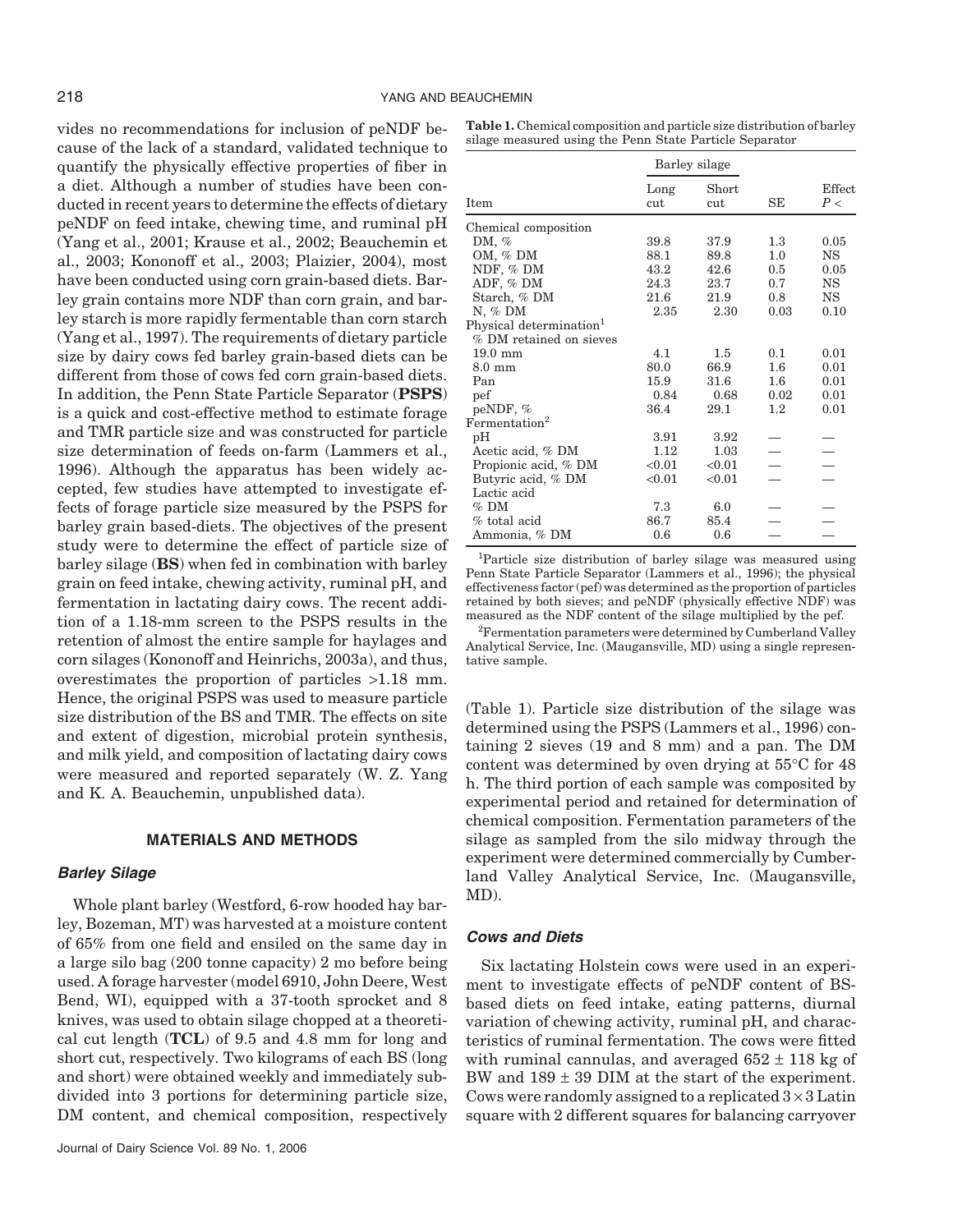vides no recommendations for inclusion of peNDF because of the lack of a standard, validated technique to quantify the physically effective properties of fiber in a diet. Although a number of studies have been conducted in recent years to determine the effects of dietary peNDF on feed intake, chewing time, and ruminal pH (Yang et al., 2001; Krause et al., 2002; Beauchemin et al., 2003; Kononoff et al., 2003; Plaizier, 2004), most have been conducted using corn grain-based diets. Barley grain contains more NDF than corn grain, and barley starch is more rapidly fermentable than corn starch (Yang et al., 1997). The requirements of dietary particle size by dairy cows fed barley grain-based diets can be different from those of cows fed corn grain-based diets. In addition, the Penn State Particle Separator (**PSPS**) is a quick and cost-effective method to estimate forage and TMR particle size and was constructed for particle size determination of feeds on-farm (Lammers et al., 1996). Although the apparatus has been widely accepted, few studies have attempted to investigate effects of forage particle size measured by the PSPS for barley grain based-diets. The objectives of the present study were to determine the effect of particle size of barley silage (**BS**) when fed in combination with barley grain on feed intake, chewing activity, ruminal pH, and fermentation in lactating dairy cows. The recent addition of a 1.18-mm screen to the PSPS results in the retention of almost the entire sample for haylages and corn silages (Kononoff and Heinrichs, 2003a), and thus, overestimates the proportion of particles >1.18 mm. Hence, the original PSPS was used to measure particle size distribution of the BS and TMR. The effects on site and extent of digestion, microbial protein synthesis, and milk yield, and composition of lactating dairy cows were measured and reported separately (W. Z. Yang and K. A. Beauchemin, unpublished data).

## MATERIALS AND METHODS

### *Barley Silage*

Whole plant barley (Westford, 6-row hooded hay barley, Bozeman, MT) was harvested at a moisture content of 65% from one field and ensiled on the same day in a large silo bag (200 tonne capacity) 2 mo before being used. A forage harvester (model 6910, John Deere, West Bend, WI), equipped with a 37-tooth sprocket and 8 knives, was used to obtain silage chopped at a theoretical cut length (**TCL**) of 9.5 and 4.8 mm for long and short cut, respectively. Two kilograms of each BS (long and short) were obtained weekly and immediately subdivided into 3 portions for determining particle size, DM content, and chemical composition, respectively (Table 1). Particle size distribution of the silage was determined using the PSPS (Lammers et al., 1996) containing 2 sieves (19 and 8 mm) and a pan. The DM content was determined by oven drying at 55°C for 48 h. The third portion of each sample was composited by experimental period and retained for determination of chemical composition. Fermentation parameters of the silage as sampled from the silo midway through the experiment were determined commercially by Cumberland Valley Analytical Service, Inc. (Maugansville, MD).

**Table 1.** Chemical composition and particle size distribution of barley silage measured using the Penn State Particle Separator

| Item | Barley silage | | SE | Effect |
|---|---|---|---|---|
| | Long cut | Short cut | | $P <$ |
| Chemical composition | | | | |
| DM, % | 39.8 | 37.9 | 1.3 | 0.05 |
| OM, % DM | 88.1 | 89.8 | 1.0 | NS |
| NDF, % DM | 43.2 | 42.6 | 0.5 | 0.05 |
| ADF, % DM | 24.3 | 23.7 | 0.7 | NS |
| Starch, % DM | 21.6 | 21.9 | 0.8 | NS |
| N, % DM | 2.35 | 2.30 | 0.03 | 0.10 |
| Physical determination[1] | | | | |
| % DM retained on sieves | | | | |
| 19.0 mm | 4.1 | 1.5 | 0.1 | 0.01 |
| 8.0 mm | 80.0 | 66.9 | 1.6 | 0.01 |
| Pan | 15.9 | 31.6 | 1.6 | 0.01 |
| pef | 0.84 | 0.68 | 0.02 | 0.01 |
| peNDF, % | 36.4 | 29.1 | 1.2 | 0.01 |
| Fermentation[2] | | | | |
| pH | 3.91 | 3.92 | — | — |
| Acetic acid, % DM | 1.12 | 1.03 | — | — |
| Propionic acid, % DM | <0.01 | <0.01 | — | — |
| Butyric acid, % DM | <0.01 | <0.01 | — | — |
| Lactic acid | | | | |
| % DM | 7.3 | 6.0 | — | — |
| % total acid | 86.7 | 85.4 | — | — |
| Ammonia, % DM | 0.6 | 0.6 | — | — |

[1]Particle size distribution of barley silage was measured using Penn State Particle Separator (Lammers et al., 1996); the physical effectiveness factor (pef) was determined as the proportion of particles retained by both sieves; and peNDF (physically effective NDF) was measured as the NDF content of the silage multiplied by the pef.

[2]Fermentation parameters were determined by Cumberland Valley Analytical Service, Inc. (Maugansville, MD) using a single representative sample.

### *Cows and Diets*

Six lactating Holstein cows were used in an experiment to investigate effects of peNDF content of BS-based diets on feed intake, eating patterns, diurnal variation of chewing activity, ruminal pH, and characteristics of ruminal fermentation. The cows were fitted with ruminal cannulas, and averaged 652 ± 118 kg of BW and 189 ± 39 DIM at the start of the experiment. Cows were randomly assigned to a replicated 3 × 3 Latin square with 2 different squares for balancing carryover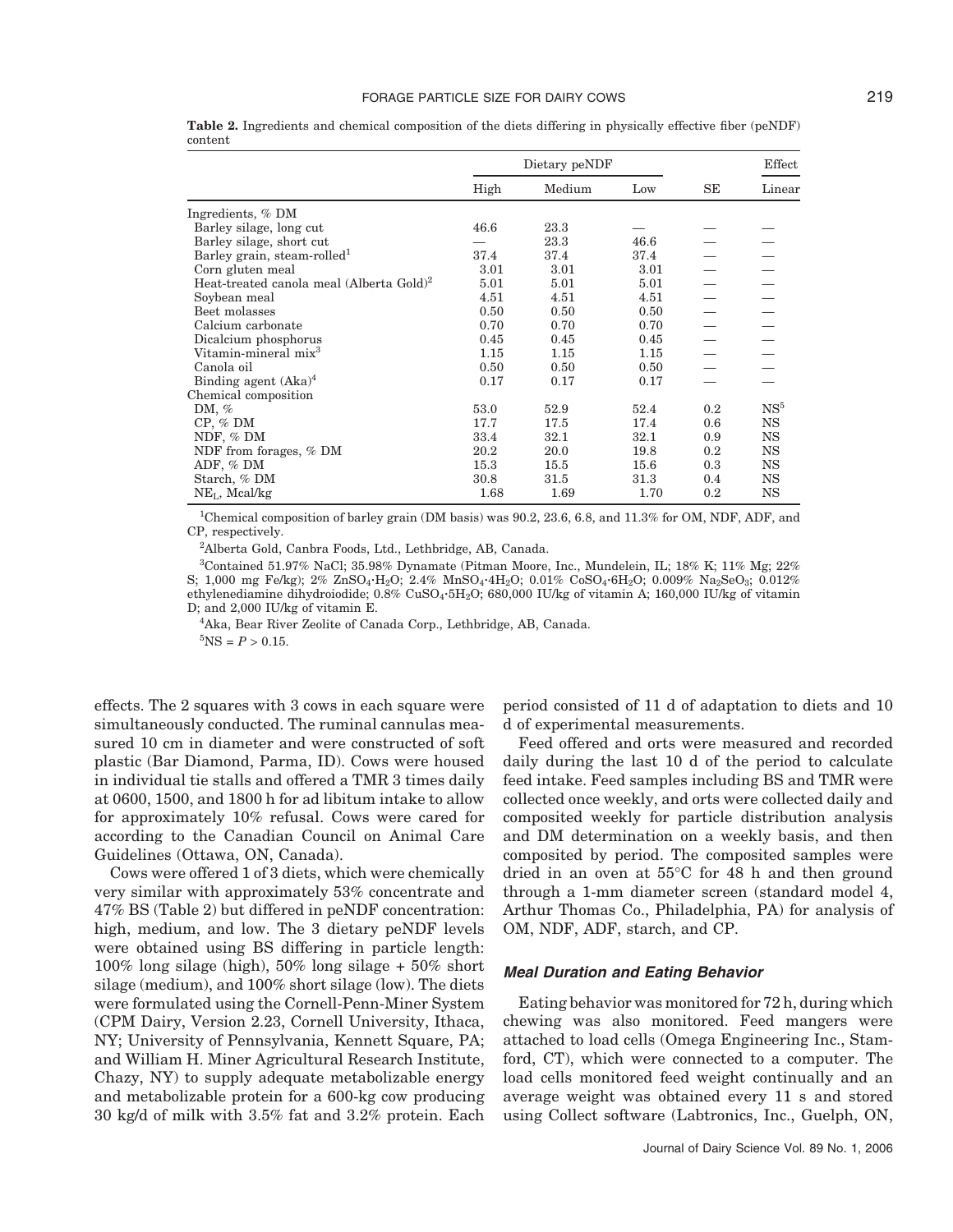**Table 2.** Ingredients and chemical composition of the diets differing in physically effective fiber (peNDF) content

| | Dietary peNDF | | | | Effect |
|---|---|---|---|---|---|
| | High | Medium | Low | SE | Linear |
| Ingredients, % DM | | | | | |
| Barley silage, long cut | 46.6 | 23.3 | — | — | — |
| Barley silage, short cut | — | 23.3 | 46.6 | — | — |
| Barley grain, steam-rolled[1] | 37.4 | 37.4 | 37.4 | — | — |
| Corn gluten meal | 3.01 | 3.01 | 3.01 | — | — |
| Heat-treated canola meal (Alberta Gold)[2] | 5.01 | 5.01 | 5.01 | — | — |
| Soybean meal | 4.51 | 4.51 | 4.51 | — | — |
| Beet molasses | 0.50 | 0.50 | 0.50 | — | — |
| Calcium carbonate | 0.70 | 0.70 | 0.70 | — | — |
| Dicalcium phosphorus | 0.45 | 0.45 | 0.45 | — | — |
| Vitamin-mineral mix[3] | 1.15 | 1.15 | 1.15 | — | — |
| Canola oil | 0.50 | 0.50 | 0.50 | — | — |
| Binding agent (Aka)[4] | 0.17 | 0.17 | 0.17 | — | — |
| Chemical composition | | | | | |
| DM, % | 53.0 | 52.9 | 52.4 | 0.2 | NS[5] |
| CP, % DM | 17.7 | 17.5 | 17.4 | 0.6 | NS |
| NDF, % DM | 33.4 | 32.1 | 32.1 | 0.9 | NS |
| NDF from forages, % DM | 20.2 | 20.0 | 19.8 | 0.2 | NS |
| ADF, % DM | 15.3 | 15.5 | 15.6 | 0.3 | NS |
| Starch, % DM | 30.8 | 31.5 | 31.3 | 0.4 | NS |
| $NE_L$, Mcal/kg | 1.68 | 1.69 | 1.70 | 0.2 | NS |

[1]Chemical composition of barley grain (DM basis) was 90.2, 23.6, 6.8, and 11.3% for OM, NDF, ADF, and CP, respectively.

[2]Alberta Gold, Canbra Foods, Ltd., Lethbridge, AB, Canada.

[3]Contained 51.97% NaCl; 35.98% Dynamate (Pitman Moore, Inc., Mundelein, IL; 18% K; 11% Mg; 22% S; 1,000 mg Fe/kg); 2% $ZnSO_4 \cdot H_2O$; 2.4% $MnSO_4 \cdot 4H_2O$; 0.01% $CoSO_4 \cdot 6H_2O$; 0.009% $Na_2SeO_3$; 0.012% ethylenediamine dihydroiodide; 0.8% $CuSO_4 \cdot 5H_2O$; 680,000 IU/kg of vitamin A; 160,000 IU/kg of vitamin D; and 2,000 IU/kg of vitamin E.

[4]Aka, Bear River Zeolite of Canada Corp., Lethbridge, AB, Canada.

[5]NS = $P > 0.15$.

effects. The 2 squares with 3 cows in each square were simultaneously conducted. The ruminal cannulas measured 10 cm in diameter and were constructed of soft plastic (Bar Diamond, Parma, ID). Cows were housed in individual tie stalls and offered a TMR 3 times daily at 0600, 1500, and 1800 h for ad libitum intake to allow for approximately 10% refusal. Cows were cared for according to the Canadian Council on Animal Care Guidelines (Ottawa, ON, Canada).

Cows were offered 1 of 3 diets, which were chemically very similar with approximately 53% concentrate and 47% BS (Table 2) but differed in peNDF concentration: high, medium, and low. The 3 dietary peNDF levels were obtained using BS differing in particle length: 100% long silage (high), 50% long silage + 50% short silage (medium), and 100% short silage (low). The diets were formulated using the Cornell-Penn-Miner System (CPM Dairy, Version 2.23, Cornell University, Ithaca, NY; University of Pennsylvania, Kennett Square, PA; and William H. Miner Agricultural Research Institute, Chazy, NY) to supply adequate metabolizable energy and metabolizable protein for a 600-kg cow producing 30 kg/d of milk with 3.5% fat and 3.2% protein. Each period consisted of 11 d of adaptation to diets and 10 d of experimental measurements.

Feed offered and orts were measured and recorded daily during the last 10 d of the period to calculate feed intake. Feed samples including BS and TMR were collected once weekly, and orts were collected daily and composited weekly for particle distribution analysis and DM determination on a weekly basis, and then composited by period. The composited samples were dried in an oven at 55°C for 48 h and then ground through a 1-mm diameter screen (standard model 4, Arthur Thomas Co., Philadelphia, PA) for analysis of OM, NDF, ADF, starch, and CP.

### *Meal Duration and Eating Behavior*

Eating behavior was monitored for 72 h, during which chewing was also monitored. Feed mangers were attached to load cells (Omega Engineering Inc., Stamford, CT), which were connected to a computer. The load cells monitored feed weight continually and an average weight was obtained every 11 s and stored using Collect software (Labtronics, Inc., Guelph, ON,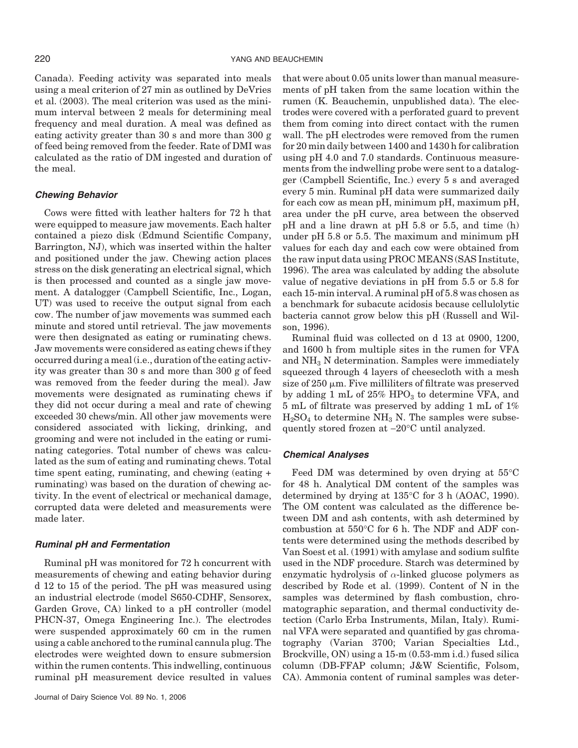Canada). Feeding activity was separated into meals using a meal criterion of 27 min as outlined by DeVries et al. (2003). The meal criterion was used as the minimum interval between 2 meals for determining meal frequency and meal duration. A meal was defined as eating activity greater than 30 s and more than 300 g of feed being removed from the feeder. Rate of DMI was calculated as the ratio of DM ingested and duration of the meal.

### *Chewing Behavior*

Cows were fitted with leather halters for 72 h that were equipped to measure jaw movements. Each halter contained a piezo disk (Edmund Scientific Company, Barrington, NJ), which was inserted within the halter and positioned under the jaw. Chewing action places stress on the disk generating an electrical signal, which is then processed and counted as a single jaw movement. A datalogger (Campbell Scientific, Inc., Logan, UT) was used to receive the output signal from each cow. The number of jaw movements was summed each minute and stored until retrieval. The jaw movements were then designated as eating or ruminating chews. Jaw movements were considered as eating chews if they occurred during a meal (i.e., duration of the eating activity was greater than 30 s and more than 300 g of feed was removed from the feeder during the meal). Jaw movements were designated as ruminating chews if they did not occur during a meal and rate of chewing exceeded 30 chews/min. All other jaw movements were considered associated with licking, drinking, and grooming and were not included in the eating or ruminating categories. Total number of chews was calculated as the sum of eating and ruminating chews. Total time spent eating, ruminating, and chewing (eating + ruminating) was based on the duration of chewing activity. In the event of electrical or mechanical damage, corrupted data were deleted and measurements were made later.

### *Ruminal pH and Fermentation*

Ruminal pH was monitored for 72 h concurrent with measurements of chewing and eating behavior during d 12 to 15 of the period. The pH was measured using an industrial electrode (model S650-CDHF, Sensorex, Garden Grove, CA) linked to a pH controller (model PHCN-37, Omega Engineering Inc.). The electrodes were suspended approximately 60 cm in the rumen using a cable anchored to the ruminal cannula plug. The electrodes were weighted down to ensure submersion within the rumen contents. This indwelling, continuous ruminal pH measurement device resulted in values that were about 0.05 units lower than manual measurements of pH taken from the same location within the rumen (K. Beauchemin, unpublished data). The electrodes were covered with a perforated guard to prevent them from coming into direct contact with the rumen wall. The pH electrodes were removed from the rumen for 20 min daily between 1400 and 1430 h for calibration using pH 4.0 and 7.0 standards. Continuous measurements from the indwelling probe were sent to a datalogger (Campbell Scientific, Inc.) every 5 s and averaged every 5 min. Ruminal pH data were summarized daily for each cow as mean pH, minimum pH, maximum pH, area under the pH curve, area between the observed pH and a line drawn at pH 5.8 or 5.5, and time (h) under pH 5.8 or 5.5. The maximum and minimum pH values for each day and each cow were obtained from the raw input data using PROC MEANS (SAS Institute, 1996). The area was calculated by adding the absolute value of negative deviations in pH from 5.5 or 5.8 for each 15-min interval. A ruminal pH of 5.8 was chosen as a benchmark for subacute acidosis because cellulolytic bacteria cannot grow below this pH (Russell and Wilson, 1996).

Ruminal fluid was collected on d 13 at 0900, 1200, and 1600 h from multiple sites in the rumen for VFA and $NH_3$ N determination. Samples were immediately squeezed through 4 layers of cheesecloth with a mesh size of 250 μm. Five milliliters of filtrate was preserved by adding 1 mL of 25% $HPO_3$ to determine VFA, and 5 mL of filtrate was preserved by adding 1 mL of 1% $H_2SO_4$ to determine $NH_3$ N. The samples were subsequently stored frozen at −20°C until analyzed.

### *Chemical Analyses*

Feed DM was determined by oven drying at 55°C for 48 h. Analytical DM content of the samples was determined by drying at 135°C for 3 h (AOAC, 1990). The OM content was calculated as the difference between DM and ash contents, with ash determined by combustion at 550°C for 6 h. The NDF and ADF contents were determined using the methods described by Van Soest et al. (1991) with amylase and sodium sulfite used in the NDF procedure. Starch was determined by enzymatic hydrolysis of $\alpha$-linked glucose polymers as described by Rode et al. (1999). Content of N in the samples was determined by flash combustion, chromatographic separation, and thermal conductivity detection (Carlo Erba Instruments, Milan, Italy). Ruminal VFA were separated and quantified by gas chromatography (Varian 3700; Varian Specialties Ltd., Brockville, ON) using a 15-m (0.53-mm i.d.) fused silica column (DB-FFAP column; J&W Scientific, Folsom, CA). Ammonia content of ruminal samples was deter-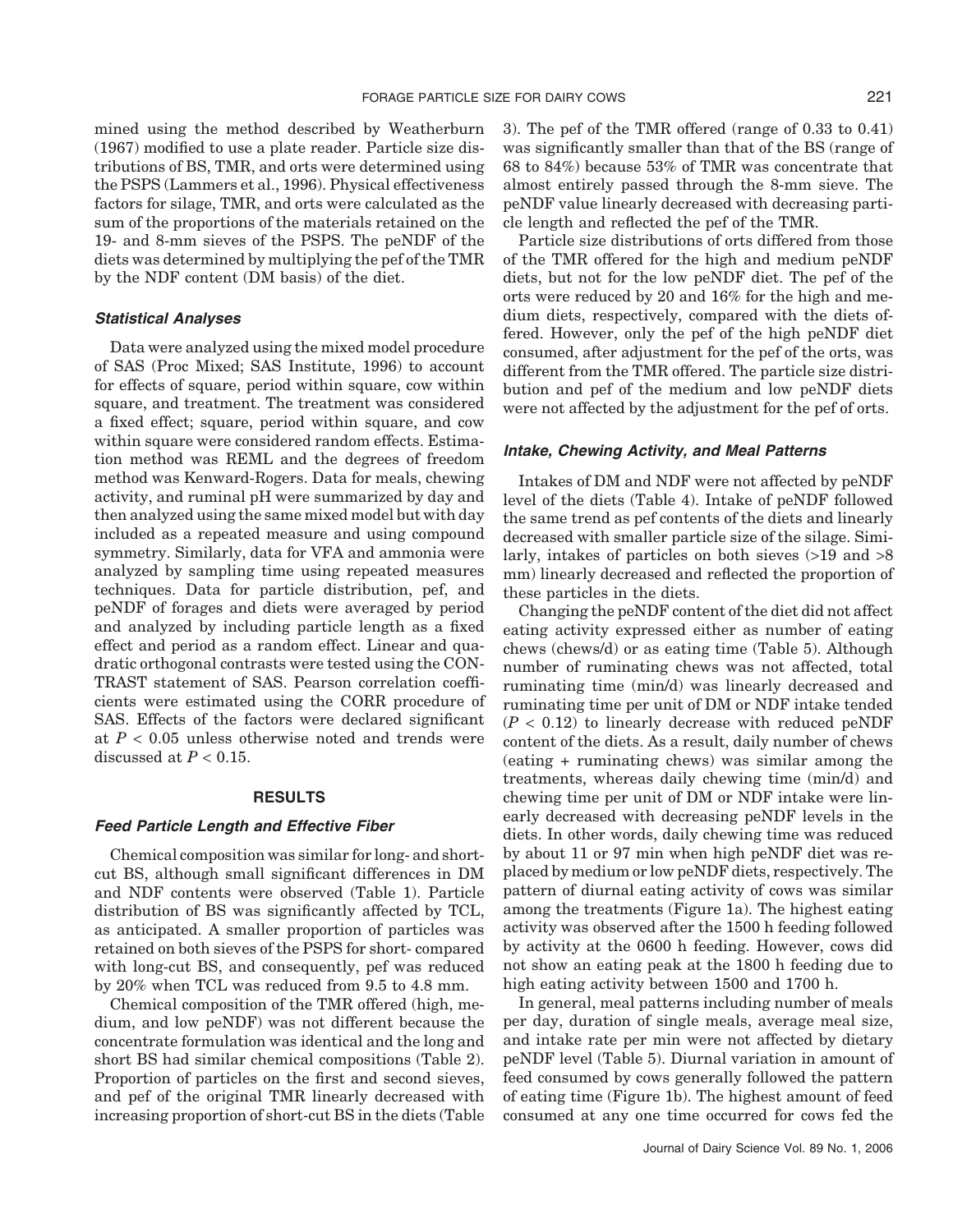mined using the method described by Weatherburn (1967) modified to use a plate reader. Particle size distributions of BS, TMR, and orts were determined using the PSPS (Lammers et al., 1996). Physical effectiveness factors for silage, TMR, and orts were calculated as the sum of the proportions of the materials retained on the 19- and 8-mm sieves of the PSPS. The peNDF of the diets was determined by multiplying the pef of the TMR by the NDF content (DM basis) of the diet.

### *Statistical Analyses*

Data were analyzed using the mixed model procedure of SAS (Proc Mixed; SAS Institute, 1996) to account for effects of square, period within square, cow within square, and treatment. The treatment was considered a fixed effect; square, period within square, and cow within square were considered random effects. Estimation method was REML and the degrees of freedom method was Kenward-Rogers. Data for meals, chewing activity, and ruminal pH were summarized by day and then analyzed using the same mixed model but with day included as a repeated measure and using compound symmetry. Similarly, data for VFA and ammonia were analyzed by sampling time using repeated measures techniques. Data for particle distribution, pef, and peNDF of forages and diets were averaged by period and analyzed by including particle length as a fixed effect and period as a random effect. Linear and quadratic orthogonal contrasts were tested using the CONTRAST statement of SAS. Pearson correlation coefficients were estimated using the CORR procedure of SAS. Effects of the factors were declared significant at $P < 0.05$ unless otherwise noted and trends were discussed at $P < 0.15$.

## RESULTS

### *Feed Particle Length and Effective Fiber*

Chemical composition was similar for long- and short-cut BS, although small significant differences in DM and NDF contents were observed (Table 1). Particle distribution of BS was significantly affected by TCL, as anticipated. A smaller proportion of particles was retained on both sieves of the PSPS for short- compared with long-cut BS, and consequently, pef was reduced by 20% when TCL was reduced from 9.5 to 4.8 mm.

Chemical composition of the TMR offered (high, medium, and low peNDF) was not different because the concentrate formulation was identical and the long and short BS had similar chemical compositions (Table 2). Proportion of particles on the first and second sieves, and pef of the original TMR linearly decreased with increasing proportion of short-cut BS in the diets (Table 3). The pef of the TMR offered (range of 0.33 to 0.41) was significantly smaller than that of the BS (range of 68 to 84%) because 53% of TMR was concentrate that almost entirely passed through the 8-mm sieve. The peNDF value linearly decreased with decreasing particle length and reflected the pef of the TMR.

Particle size distributions of orts differed from those of the TMR offered for the high and medium peNDF diets, but not for the low peNDF diet. The pef of the orts were reduced by 20 and 16% for the high and medium diets, respectively, compared with the diets offered. However, only the pef of the high peNDF diet consumed, after adjustment for the pef of the orts, was different from the TMR offered. The particle size distribution and pef of the medium and low peNDF diets were not affected by the adjustment for the pef of orts.

### *Intake, Chewing Activity, and Meal Patterns*

Intakes of DM and NDF were not affected by peNDF level of the diets (Table 4). Intake of peNDF followed the same trend as pef contents of the diets and linearly decreased with smaller particle size of the silage. Similarly, intakes of particles on both sieves (>19 and >8 mm) linearly decreased and reflected the proportion of these particles in the diets.

Changing the peNDF content of the diet did not affect eating activity expressed either as number of eating chews (chews/d) or as eating time (Table 5). Although number of ruminating chews was not affected, total ruminating time (min/d) was linearly decreased and ruminating time per unit of DM or NDF intake tended ($P < 0.12$) to linearly decrease with reduced peNDF content of the diets. As a result, daily number of chews (eating + ruminating chews) was similar among the treatments, whereas daily chewing time (min/d) and chewing time per unit of DM or NDF intake were linearly decreased with decreasing peNDF levels in the diets. In other words, daily chewing time was reduced by about 11 or 97 min when high peNDF diet was replaced by medium or low peNDF diets, respectively. The pattern of diurnal eating activity of cows was similar among the treatments (Figure 1a). The highest eating activity was observed after the 1500 h feeding followed by activity at the 0600 h feeding. However, cows did not show an eating peak at the 1800 h feeding due to high eating activity between 1500 and 1700 h.

In general, meal patterns including number of meals per day, duration of single meals, average meal size, and intake rate per min were not affected by dietary peNDF level (Table 5). Diurnal variation in amount of feed consumed by cows generally followed the pattern of eating time (Figure 1b). The highest amount of feed consumed at any one time occurred for cows fed the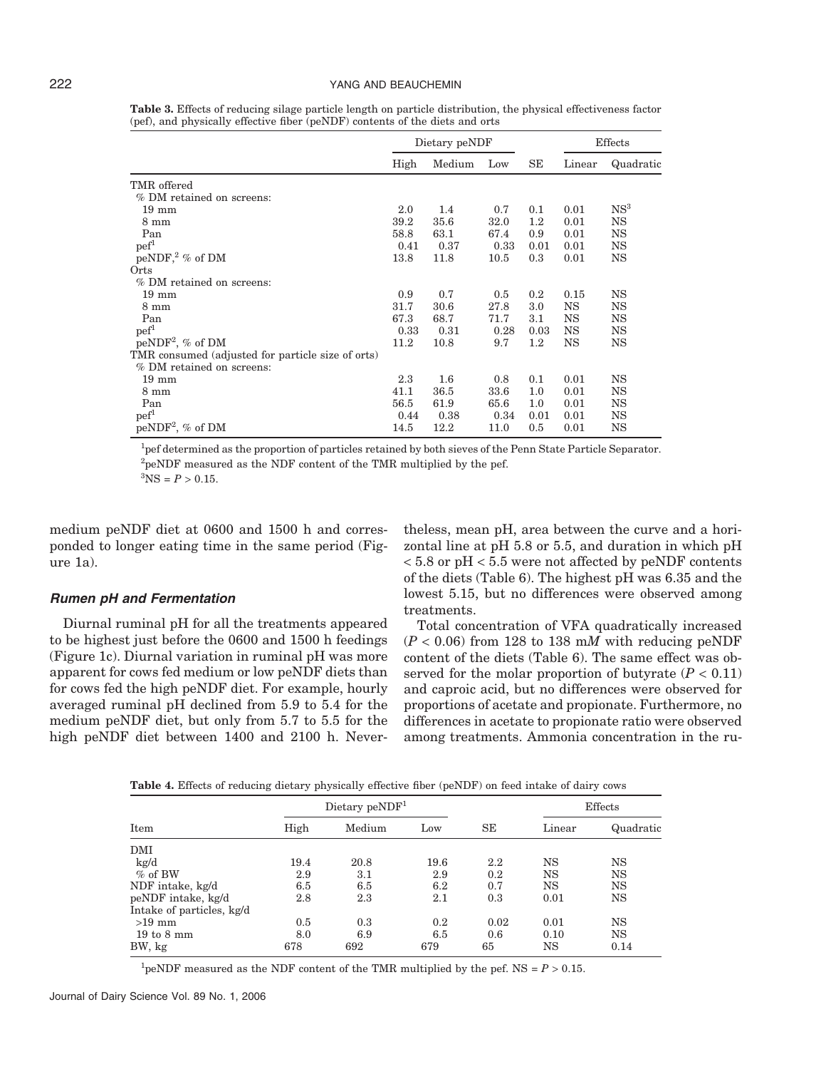**Table 3.** Effects of reducing silage particle length on particle distribution, the physical effectiveness factor (pef), and physically effective fiber (peNDF) contents of the diets and orts

| | Dietary peNDF | | | | Effects | |
|---|---|---|---|---|---|---|
| | High | Medium | Low | SE | Linear | Quadratic |
| TMR offered | | | | | | |
| % DM retained on screens: | | | | | | |
| 19 mm | 2.0 | 1.4 | 0.7 | 0.1 | 0.01 | NS[3] |
| 8 mm | 39.2 | 35.6 | 32.0 | 1.2 | 0.01 | NS |
| Pan | 58.8 | 63.1 | 67.4 | 0.9 | 0.01 | NS |
| pef[1] | 0.41 | 0.37 | 0.33 | 0.01 | 0.01 | NS |
| peNDF,[2] % of DM | 13.8 | 11.8 | 10.5 | 0.3 | 0.01 | NS |
| Orts | | | | | | |
| % DM retained on screens: | | | | | | |
| 19 mm | 0.9 | 0.7 | 0.5 | 0.2 | 0.15 | NS |
| 8 mm | 31.7 | 30.6 | 27.8 | 3.0 | NS | NS |
| Pan | 67.3 | 68.7 | 71.7 | 3.1 | NS | NS |
| pef[1] | 0.33 | 0.31 | 0.28 | 0.03 | NS | NS |
| peNDF[2], % of DM | 11.2 | 10.8 | 9.7 | 1.2 | NS | NS |
| TMR consumed (adjusted for particle size of orts) | | | | | | |
| % DM retained on screens: | | | | | | |
| 19 mm | 2.3 | 1.6 | 0.8 | 0.1 | 0.01 | NS |
| 8 mm | 41.1 | 36.5 | 33.6 | 1.0 | 0.01 | NS |
| Pan | 56.5 | 61.9 | 65.6 | 1.0 | 0.01 | NS |
| pef[1] | 0.44 | 0.38 | 0.34 | 0.01 | 0.01 | NS |
| peNDF[2], % of DM | 14.5 | 12.2 | 11.0 | 0.5 | 0.01 | NS |

[1]pef determined as the proportion of particles retained by both sieves of the Penn State Particle Separator.
[2]peNDF measured as the NDF content of the TMR multiplied by the pef.
[3]NS = $P > 0.15$.

medium peNDF diet at 0600 and 1500 h and corresponded to longer eating time in the same period (Figure 1a).

### Rumen pH and Fermentation

Diurnal ruminal pH for all the treatments appeared to be highest just before the 0600 and 1500 h feedings (Figure 1c). Diurnal variation in ruminal pH was more apparent for cows fed medium or low peNDF diets than for cows fed the high peNDF diet. For example, hourly averaged ruminal pH declined from 5.9 to 5.4 for the medium peNDF diet, but only from 5.7 to 5.5 for the high peNDF diet between 1400 and 2100 h. Nevertheless, mean pH, area between the curve and a horizontal line at pH 5.8 or 5.5, and duration in which pH < 5.8 or pH < 5.5 were not affected by peNDF contents of the diets (Table 6). The highest pH was 6.35 and the lowest 5.15, but no differences were observed among treatments.

Total concentration of VFA quadratically increased ($P < 0.06$) from 128 to 138 m*M* with reducing peNDF content of the diets (Table 6). The same effect was observed for the molar proportion of butyrate ($P < 0.11$) and caproic acid, but no differences were observed for proportions of acetate and propionate. Furthermore, no differences in acetate to propionate ratio were observed among treatments. Ammonia concentration in the ru-

**Table 4.** Effects of reducing dietary physically effective fiber (peNDF) on feed intake of dairy cows

| | Dietary peNDF[1] | | | | Effects | |
|---|---|---|---|---|---|---|
| Item | High | Medium | Low | SE | Linear | Quadratic |
| DMI | | | | | | |
| kg/d | 19.4 | 20.8 | 19.6 | 2.2 | NS | NS |
| % of BW | 2.9 | 3.1 | 2.9 | 0.2 | NS | NS |
| NDF intake, kg/d | 6.5 | 6.5 | 6.2 | 0.7 | NS | NS |
| peNDF intake, kg/d | 2.8 | 2.3 | 2.1 | 0.3 | 0.01 | NS |
| Intake of particles, kg/d | | | | | | |
| >19 mm | 0.5 | 0.3 | 0.2 | 0.02 | 0.01 | NS |
| 19 to 8 mm | 8.0 | 6.9 | 6.5 | 0.6 | 0.10 | NS |
| BW, kg | 678 | 692 | 679 | 65 | NS | 0.14 |

[1]peNDF measured as the NDF content of the TMR multiplied by the pef. NS = $P > 0.15$.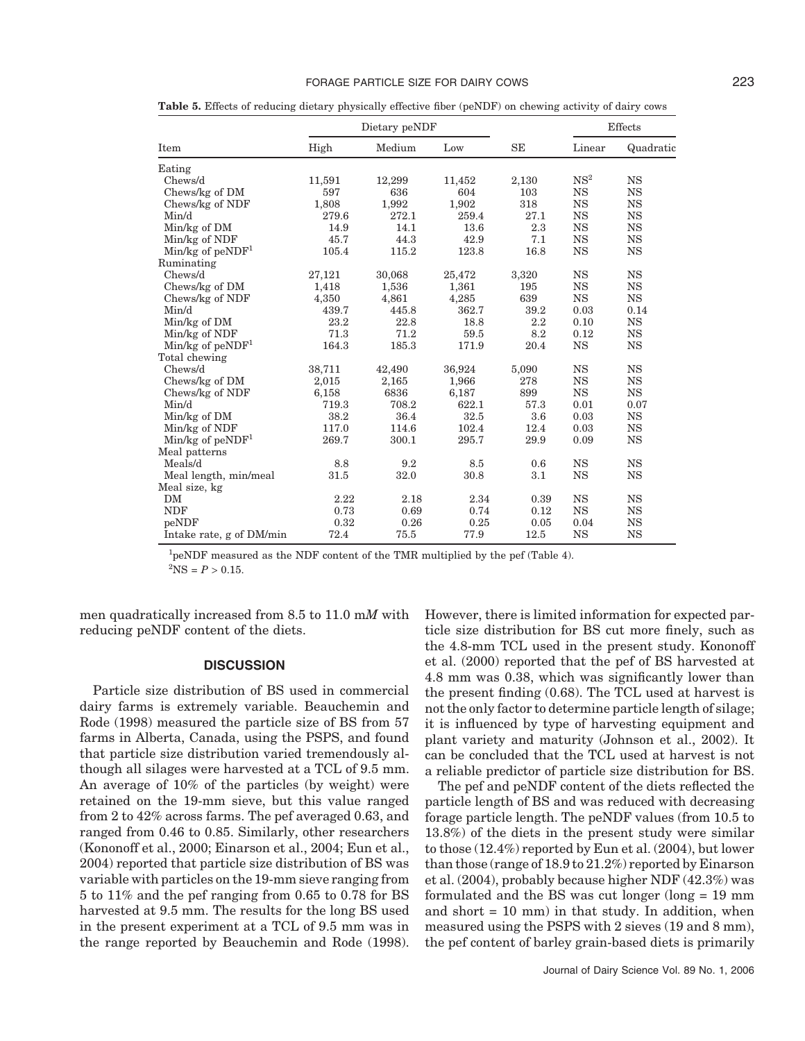**Table 5.** Effects of reducing dietary physically effective fiber (peNDF) on chewing activity of dairy cows

| Item | Dietary peNDF | | | SE | Effects | |
|---|---|---|---|---|---|---|
| | High | Medium | Low | | Linear | Quadratic |
| Eating | | | | | | |
| Chews/d | 11,591 | 12,299 | 11,452 | 2,130 | NS[2] | NS |
| Chews/kg of DM | 597 | 636 | 604 | 103 | NS | NS |
| Chews/kg of NDF | 1,808 | 1,992 | 1,902 | 318 | NS | NS |
| Min/d | 279.6 | 272.1 | 259.4 | 27.1 | NS | NS |
| Min/kg of DM | 14.9 | 14.1 | 13.6 | 2.3 | NS | NS |
| Min/kg of NDF | 45.7 | 44.3 | 42.9 | 7.1 | NS | NS |
| Min/kg of peNDF[1] | 105.4 | 115.2 | 123.8 | 16.8 | NS | NS |
| Ruminating | | | | | | |
| Chews/d | 27,121 | 30,068 | 25,472 | 3,320 | NS | NS |
| Chews/kg of DM | 1,418 | 1,536 | 1,361 | 195 | NS | NS |
| Chews/kg of NDF | 4,350 | 4,861 | 4,285 | 639 | NS | NS |
| Min/d | 439.7 | 445.8 | 362.7 | 39.2 | 0.03 | 0.14 |
| Min/kg of DM | 23.2 | 22.8 | 18.8 | 2.2 | 0.10 | NS |
| Min/kg of NDF | 71.3 | 71.2 | 59.5 | 8.2 | 0.12 | NS |
| Min/kg of peNDF[1] | 164.3 | 185.3 | 171.9 | 20.4 | NS | NS |
| Total chewing | | | | | | |
| Chews/d | 38,711 | 42,490 | 36,924 | 5,090 | NS | NS |
| Chews/kg of DM | 2,015 | 2,165 | 1,966 | 278 | NS | NS |
| Chews/kg of NDF | 6,158 | 6836 | 6,187 | 899 | NS | NS |
| Min/d | 719.3 | 708.2 | 622.1 | 57.3 | 0.01 | 0.07 |
| Min/kg of DM | 38.2 | 36.4 | 32.5 | 3.6 | 0.03 | NS |
| Min/kg of NDF | 117.0 | 114.6 | 102.4 | 12.4 | 0.03 | NS |
| Min/kg of peNDF[1] | 269.7 | 300.1 | 295.7 | 29.9 | 0.09 | NS |
| Meal patterns | | | | | | |
| Meals/d | 8.8 | 9.2 | 8.5 | 0.6 | NS | NS |
| Meal length, min/meal | 31.5 | 32.0 | 30.8 | 3.1 | NS | NS |
| Meal size, kg | | | | | | |
| DM | 2.22 | 2.18 | 2.34 | 0.39 | NS | NS |
| NDF | 0.73 | 0.69 | 0.74 | 0.12 | NS | NS |
| peNDF | 0.32 | 0.26 | 0.25 | 0.05 | 0.04 | NS |
| Intake rate, g of DM/min | 72.4 | 75.5 | 77.9 | 12.5 | NS | NS |

[1]peNDF measured as the NDF content of the TMR multiplied by the pef (Table 4).

[2]NS = $P > 0.15$.

men quadratically increased from 8.5 to 11.0 m*M* with reducing peNDF content of the diets.

## DISCUSSION

Particle size distribution of BS used in commercial dairy farms is extremely variable. Beauchemin and Rode (1998) measured the particle size of BS from 57 farms in Alberta, Canada, using the PSPS, and found that particle size distribution varied tremendously although all silages were harvested at a TCL of 9.5 mm. An average of 10% of the particles (by weight) were retained on the 19-mm sieve, but this value ranged from 2 to 42% across farms. The pef averaged 0.63, and ranged from 0.46 to 0.85. Similarly, other researchers (Kononoff et al., 2000; Einarson et al., 2004; Eun et al., 2004) reported that particle size distribution of BS was variable with particles on the 19-mm sieve ranging from 5 to 11% and the pef ranging from 0.65 to 0.78 for BS harvested at 9.5 mm. The results for the long BS used in the present experiment at a TCL of 9.5 mm was in the range reported by Beauchemin and Rode (1998). However, there is limited information for expected particle size distribution for BS cut more finely, such as the 4.8-mm TCL used in the present study. Kononoff et al. (2000) reported that the pef of BS harvested at 4.8 mm was 0.38, which was significantly lower than the present finding (0.68). The TCL used at harvest is not the only factor to determine particle length of silage; it is influenced by type of harvesting equipment and plant variety and maturity (Johnson et al., 2002). It can be concluded that the TCL used at harvest is not a reliable predictor of particle size distribution for BS.

The pef and peNDF content of the diets reflected the particle length of BS and was reduced with decreasing forage particle length. The peNDF values (from 10.5 to 13.8%) of the diets in the present study were similar to those (12.4%) reported by Eun et al. (2004), but lower than those (range of 18.9 to 21.2%) reported by Einarson et al. (2004), probably because higher NDF (42.3%) was formulated and the BS was cut longer (long = 19 mm and short = 10 mm) in that study. In addition, when measured using the PSPS with 2 sieves (19 and 8 mm), the pef content of barley grain-based diets is primarily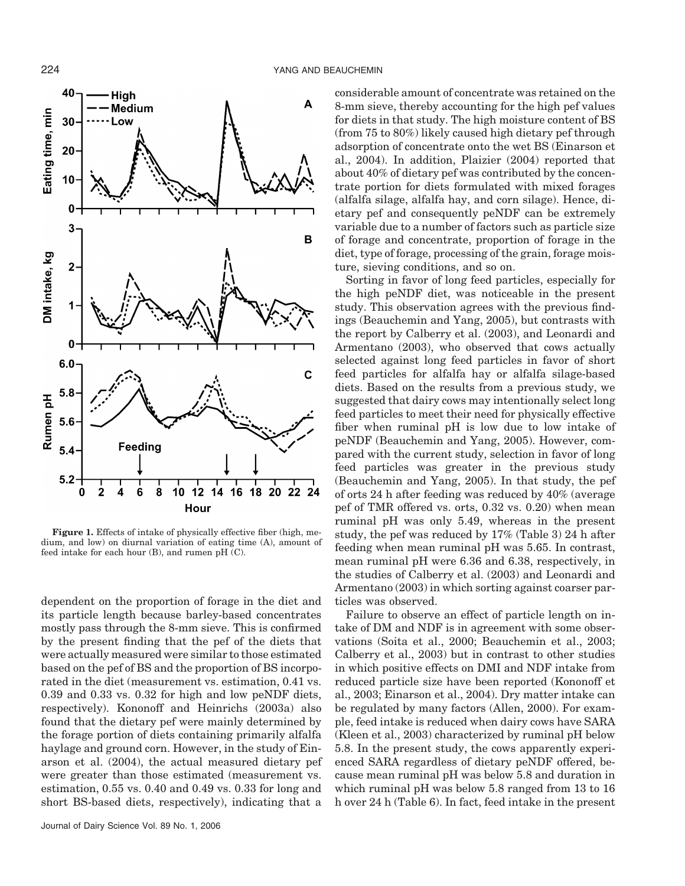**Figure 1.** Effects of intake of physically effective fiber (high, medium, and low) on diurnal variation of eating time (A), amount of feed intake for each hour (B), and rumen pH (C).

dependent on the proportion of forage in the diet and its particle length because barley-based concentrates mostly pass through the 8-mm sieve. This is confirmed by the present finding that the pef of the diets that were actually measured were similar to those estimated based on the pef of BS and the proportion of BS incorporated in the diet (measurement vs. estimation, 0.41 vs. 0.39 and 0.33 vs. 0.32 for high and low peNDF diets, respectively). Kononoff and Heinrichs (2003a) also found that the dietary pef were mainly determined by the forage portion of diets containing primarily alfalfa haylage and ground corn. However, in the study of Einarson et al. (2004), the actual measured dietary pef were greater than those estimated (measurement vs. estimation, 0.55 vs. 0.40 and 0.49 vs. 0.33 for long and short BS-based diets, respectively), indicating that a considerable amount of concentrate was retained on the 8-mm sieve, thereby accounting for the high pef values for diets in that study. The high moisture content of BS (from 75 to 80%) likely caused high dietary pef through adsorption of concentrate onto the wet BS (Einarson et al., 2004). In addition, Plaizier (2004) reported that about 40% of dietary pef was contributed by the concentrate portion for diets formulated with mixed forages (alfalfa silage, alfalfa hay, and corn silage). Hence, dietary pef and consequently peNDF can be extremely variable due to a number of factors such as particle size of forage and concentrate, proportion of forage in the diet, type of forage, processing of the grain, forage moisture, sieving conditions, and so on.

Sorting in favor of long feed particles, especially for the high peNDF diet, was noticeable in the present study. This observation agrees with the previous findings (Beauchemin and Yang, 2005), but contrasts with the report by Calberry et al. (2003), and Leonardi and Armentano (2003), who observed that cows actually selected against long feed particles in favor of short feed particles for alfalfa hay or alfalfa silage-based diets. Based on the results from a previous study, we suggested that dairy cows may intentionally select long feed particles to meet their need for physically effective fiber when ruminal pH is low due to low intake of peNDF (Beauchemin and Yang, 2005). However, compared with the current study, selection in favor of long feed particles was greater in the previous study (Beauchemin and Yang, 2005). In that study, the pef of orts 24 h after feeding was reduced by 40% (average pef of TMR offered vs. orts, 0.32 vs. 0.20) when mean ruminal pH was only 5.49, whereas in the present study, the pef was reduced by 17% (Table 3) 24 h after feeding when mean ruminal pH was 5.65. In contrast, mean ruminal pH were 6.36 and 6.38, respectively, in the studies of Calberry et al. (2003) and Leonardi and Armentano (2003) in which sorting against coarser particles was observed.

Failure to observe an effect of particle length on intake of DM and NDF is in agreement with some observations (Soita et al., 2000; Beauchemin et al., 2003; Calberry et al., 2003) but in contrast to other studies in which positive effects on DMI and NDF intake from reduced particle size have been reported (Kononoff et al., 2003; Einarson et al., 2004). Dry matter intake can be regulated by many factors (Allen, 2000). For example, feed intake is reduced when dairy cows have SARA (Kleen et al., 2003) characterized by ruminal pH below 5.8. In the present study, the cows apparently experienced SARA regardless of dietary peNDF offered, because mean ruminal pH was below 5.8 and duration in which ruminal pH was below 5.8 ranged from 13 to 16 h over 24 h (Table 6). In fact, feed intake in the present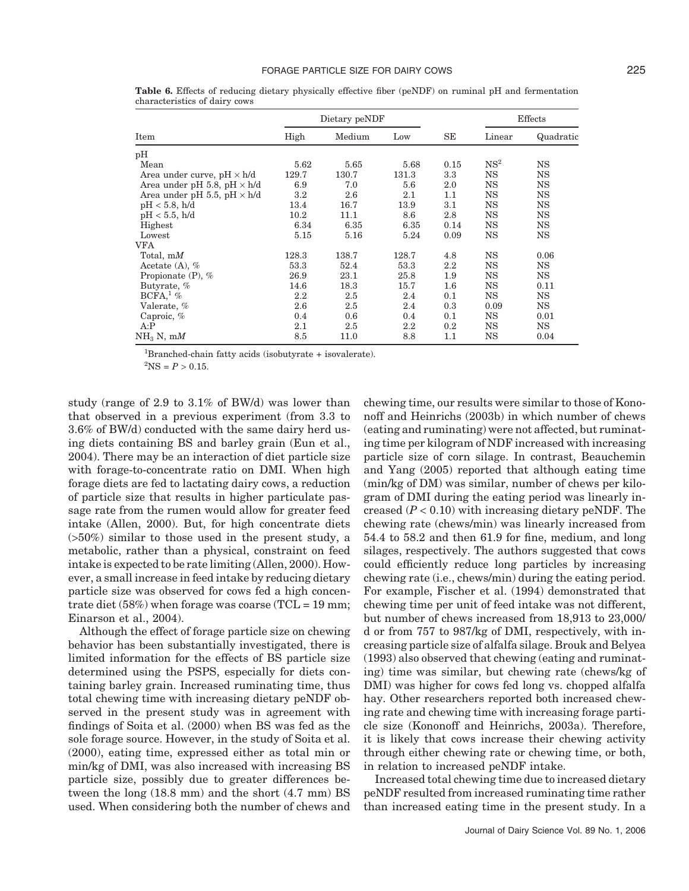**Table 6.** Effects of reducing dietary physically effective fiber (peNDF) on ruminal pH and fermentation characteristics of dairy cows

| Item | Dietary peNDF | | | SE | Effects | |
|---|---|---|---|---|---|---|
| | High | Medium | Low | | Linear | Quadratic |
| pH | | | | | | |
| Mean | 5.62 | 5.65 | 5.68 | 0.15 | NS[2] | NS |
| Area under curve, pH × h/d | 129.7 | 130.7 | 131.3 | 3.3 | NS | NS |
| Area under pH 5.8, pH × h/d | 6.9 | 7.0 | 5.6 | 2.0 | NS | NS |
| Area under pH 5.5, pH × h/d | 3.2 | 2.6 | 2.1 | 1.1 | NS | NS |
| pH < 5.8, h/d | 13.4 | 16.7 | 13.9 | 3.1 | NS | NS |
| pH < 5.5, h/d | 10.2 | 11.1 | 8.6 | 2.8 | NS | NS |
| Highest | 6.34 | 6.35 | 6.35 | 0.14 | NS | NS |
| Lowest | 5.15 | 5.16 | 5.24 | 0.09 | NS | NS |
| VFA | | | | | | |
| Total, m*M* | 128.3 | 138.7 | 128.7 | 4.8 | NS | 0.06 |
| Acetate (A), % | 53.3 | 52.4 | 53.3 | 2.2 | NS | NS |
| Propionate (P), % | 26.9 | 23.1 | 25.8 | 1.9 | NS | NS |
| Butyrate, % | 14.6 | 18.3 | 15.7 | 1.6 | NS | 0.11 |
| BCFA,[1] % | 2.2 | 2.5 | 2.4 | 0.1 | NS | NS |
| Valerate, % | 2.6 | 2.5 | 2.4 | 0.3 | 0.09 | NS |
| Caproic, % | 0.4 | 0.6 | 0.4 | 0.1 | NS | 0.01 |
| A:P | 2.1 | 2.5 | 2.2 | 0.2 | NS | NS |
| $NH_3$ N, m*M* | 8.5 | 11.0 | 8.8 | 1.1 | NS | 0.04 |

[1]Branched-chain fatty acids (isobutyrate + isovalerate).

[2]NS = $P > 0.15$.

study (range of 2.9 to 3.1% of BW/d) was lower than that observed in a previous experiment (from 3.3 to 3.6% of BW/d) conducted with the same dairy herd using diets containing BS and barley grain (Eun et al., 2004). There may be an interaction of diet particle size with forage-to-concentrate ratio on DMI. When high forage diets are fed to lactating dairy cows, a reduction of particle size that results in higher particulate passage rate from the rumen would allow for greater feed intake (Allen, 2000). But, for high concentrate diets (>50%) similar to those used in the present study, a metabolic, rather than a physical, constraint on feed intake is expected to be rate limiting (Allen, 2000). However, a small increase in feed intake by reducing dietary particle size was observed for cows fed a high concentrate diet (58%) when forage was coarse (TCL = 19 mm; Einarson et al., 2004).

Although the effect of forage particle size on chewing behavior has been substantially investigated, there is limited information for the effects of BS particle size determined using the PSPS, especially for diets containing barley grain. Increased ruminating time, thus total chewing time with increasing dietary peNDF observed in the present study was in agreement with findings of Soita et al. (2000) when BS was fed as the sole forage source. However, in the study of Soita et al. (2000), eating time, expressed either as total min or min/kg of DMI, was also increased with increasing BS particle size, possibly due to greater differences between the long (18.8 mm) and the short (4.7 mm) BS used. When considering both the number of chews and chewing time, our results were similar to those of Kononoff and Heinrichs (2003b) in which number of chews (eating and ruminating) were not affected, but ruminating time per kilogram of NDF increased with increasing particle size of corn silage. In contrast, Beauchemin and Yang (2005) reported that although eating time (min/kg of DM) was similar, number of chews per kilogram of DMI during the eating period was linearly increased ($P < 0.10$) with increasing dietary peNDF. The chewing rate (chews/min) was linearly increased from 54.4 to 58.2 and then 61.9 for fine, medium, and long silages, respectively. The authors suggested that cows could efficiently reduce long particles by increasing chewing rate (i.e., chews/min) during the eating period. For example, Fischer et al. (1994) demonstrated that chewing time per unit of feed intake was not different, but number of chews increased from 18,913 to 23,000/d or from 757 to 987/kg of DMI, respectively, with increasing particle size of alfalfa silage. Brouk and Belyea (1993) also observed that chewing (eating and ruminating) time was similar, but chewing rate (chews/kg of DMI) was higher for cows fed long vs. chopped alfalfa hay. Other researchers reported both increased chewing rate and chewing time with increasing forage particle size (Kononoff and Heinrichs, 2003a). Therefore, it is likely that cows increase their chewing activity through either chewing rate or chewing time, or both, in relation to increased peNDF intake.

Increased total chewing time due to increased dietary peNDF resulted from increased ruminating time rather than increased eating time in the present study. In a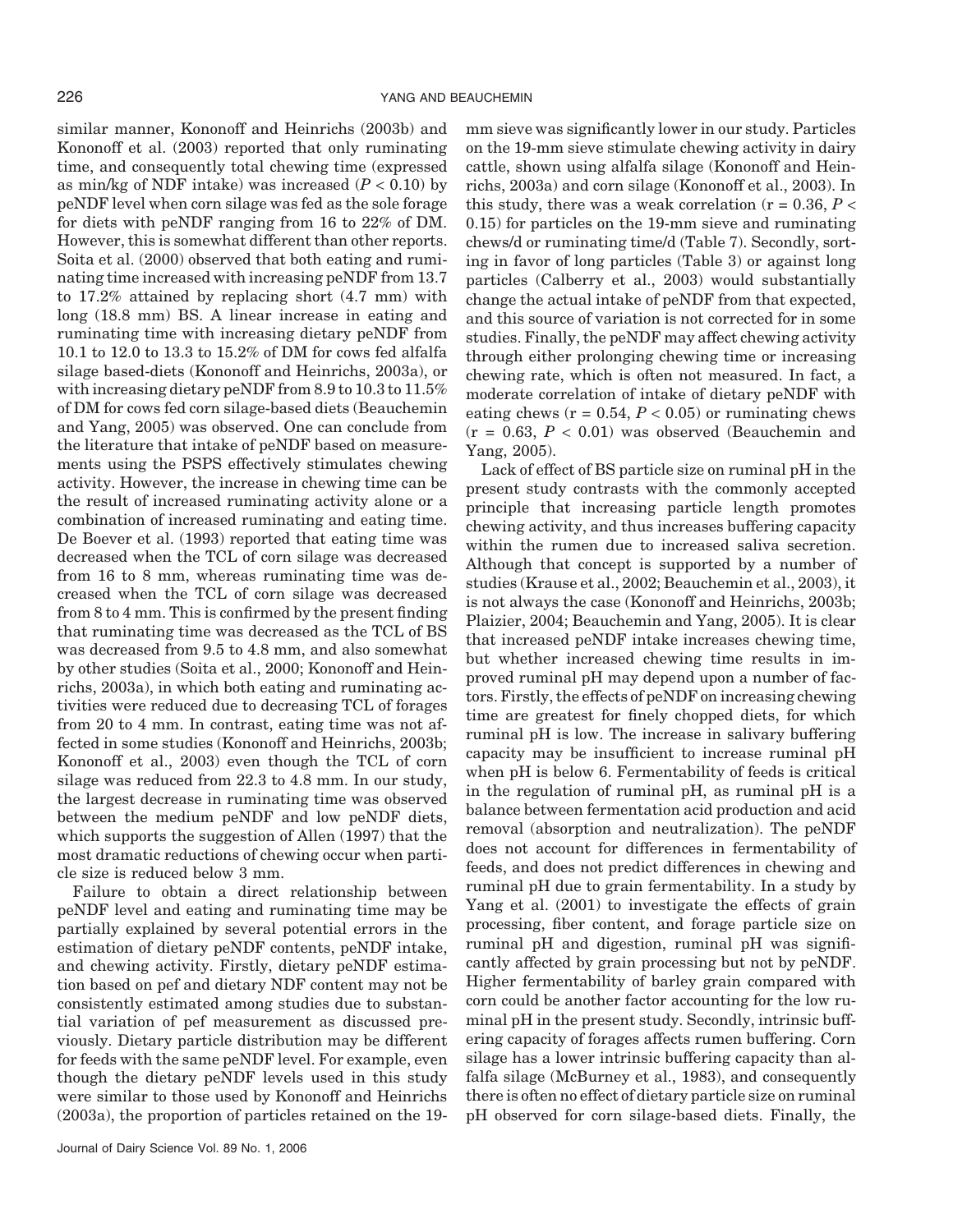similar manner, Kononoff and Heinrichs (2003b) and Kononoff et al. (2003) reported that only ruminating time, and consequently total chewing time (expressed as min/kg of NDF intake) was increased ($P < 0.10$) by peNDF level when corn silage was fed as the sole forage for diets with peNDF ranging from 16 to 22% of DM. However, this is somewhat different than other reports. Soita et al. (2000) observed that both eating and ruminating time increased with increasing peNDF from 13.7 to 17.2% attained by replacing short (4.7 mm) with long (18.8 mm) BS. A linear increase in eating and ruminating time with increasing dietary peNDF from 10.1 to 12.0 to 13.3 to 15.2% of DM for cows fed alfalfa silage based-diets (Kononoff and Heinrichs, 2003a), or with increasing dietary peNDF from 8.9 to 10.3 to 11.5% of DM for cows fed corn silage-based diets (Beauchemin and Yang, 2005) was observed. One can conclude from the literature that intake of peNDF based on measurements using the PSPS effectively stimulates chewing activity. However, the increase in chewing time can be the result of increased ruminating activity alone or a combination of increased ruminating and eating time. De Boever et al. (1993) reported that eating time was decreased when the TCL of corn silage was decreased from 16 to 8 mm, whereas ruminating time was decreased when the TCL of corn silage was decreased from 8 to 4 mm. This is confirmed by the present finding that ruminating time was decreased as the TCL of BS was decreased from 9.5 to 4.8 mm, and also somewhat by other studies (Soita et al., 2000; Kononoff and Heinrichs, 2003a), in which both eating and ruminating activities were reduced due to decreasing TCL of forages from 20 to 4 mm. In contrast, eating time was not affected in some studies (Kononoff and Heinrichs, 2003b; Kononoff et al., 2003) even though the TCL of corn silage was reduced from 22.3 to 4.8 mm. In our study, the largest decrease in ruminating time was observed between the medium peNDF and low peNDF diets, which supports the suggestion of Allen (1997) that the most dramatic reductions of chewing occur when particle size is reduced below 3 mm.

Failure to obtain a direct relationship between peNDF level and eating and ruminating time may be partially explained by several potential errors in the estimation of dietary peNDF contents, peNDF intake, and chewing activity. Firstly, dietary peNDF estimation based on pef and dietary NDF content may not be consistently estimated among studies due to substantial variation of pef measurement as discussed previously. Dietary particle distribution may be different for feeds with the same peNDF level. For example, even though the dietary peNDF levels used in this study were similar to those used by Kononoff and Heinrichs (2003a), the proportion of particles retained on the 19-mm sieve was significantly lower in our study. Particles on the 19-mm sieve stimulate chewing activity in dairy cattle, shown using alfalfa silage (Kononoff and Heinrichs, 2003a) and corn silage (Kononoff et al., 2003). In this study, there was a weak correlation ($r = 0.36$, $P < 0.15$) for particles on the 19-mm sieve and ruminating chews/d or ruminating time/d (Table 7). Secondly, sorting in favor of long particles (Table 3) or against long particles (Calberry et al., 2003) would substantially change the actual intake of peNDF from that expected, and this source of variation is not corrected for in some studies. Finally, the peNDF may affect chewing activity through either prolonging chewing time or increasing chewing rate, which is often not measured. In fact, a moderate correlation of intake of dietary peNDF with eating chews ($r = 0.54$, $P < 0.05$) or ruminating chews ($r = 0.63$, $P < 0.01$) was observed (Beauchemin and Yang, 2005).

Lack of effect of BS particle size on ruminal pH in the present study contrasts with the commonly accepted principle that increasing particle length promotes chewing activity, and thus increases buffering capacity within the rumen due to increased saliva secretion. Although that concept is supported by a number of studies (Krause et al., 2002; Beauchemin et al., 2003), it is not always the case (Kononoff and Heinrichs, 2003b; Plaizier, 2004; Beauchemin and Yang, 2005). It is clear that increased peNDF intake increases chewing time, but whether increased chewing time results in improved ruminal pH may depend upon a number of factors. Firstly, the effects of peNDF on increasing chewing time are greatest for finely chopped diets, for which ruminal pH is low. The increase in salivary buffering capacity may be insufficient to increase ruminal pH when pH is below 6. Fermentability of feeds is critical in the regulation of ruminal pH, as ruminal pH is a balance between fermentation acid production and acid removal (absorption and neutralization). The peNDF does not account for differences in fermentability of feeds, and does not predict differences in chewing and ruminal pH due to grain fermentability. In a study by Yang et al. (2001) to investigate the effects of grain processing, fiber content, and forage particle size on ruminal pH and digestion, ruminal pH was significantly affected by grain processing but not by peNDF. Higher fermentability of barley grain compared with corn could be another factor accounting for the low ruminal pH in the present study. Secondly, intrinsic buffering capacity of forages affects rumen buffering. Corn silage has a lower intrinsic buffering capacity than alfalfa silage (McBurney et al., 1983), and consequently there is often no effect of dietary particle size on ruminal pH observed for corn silage-based diets. Finally, the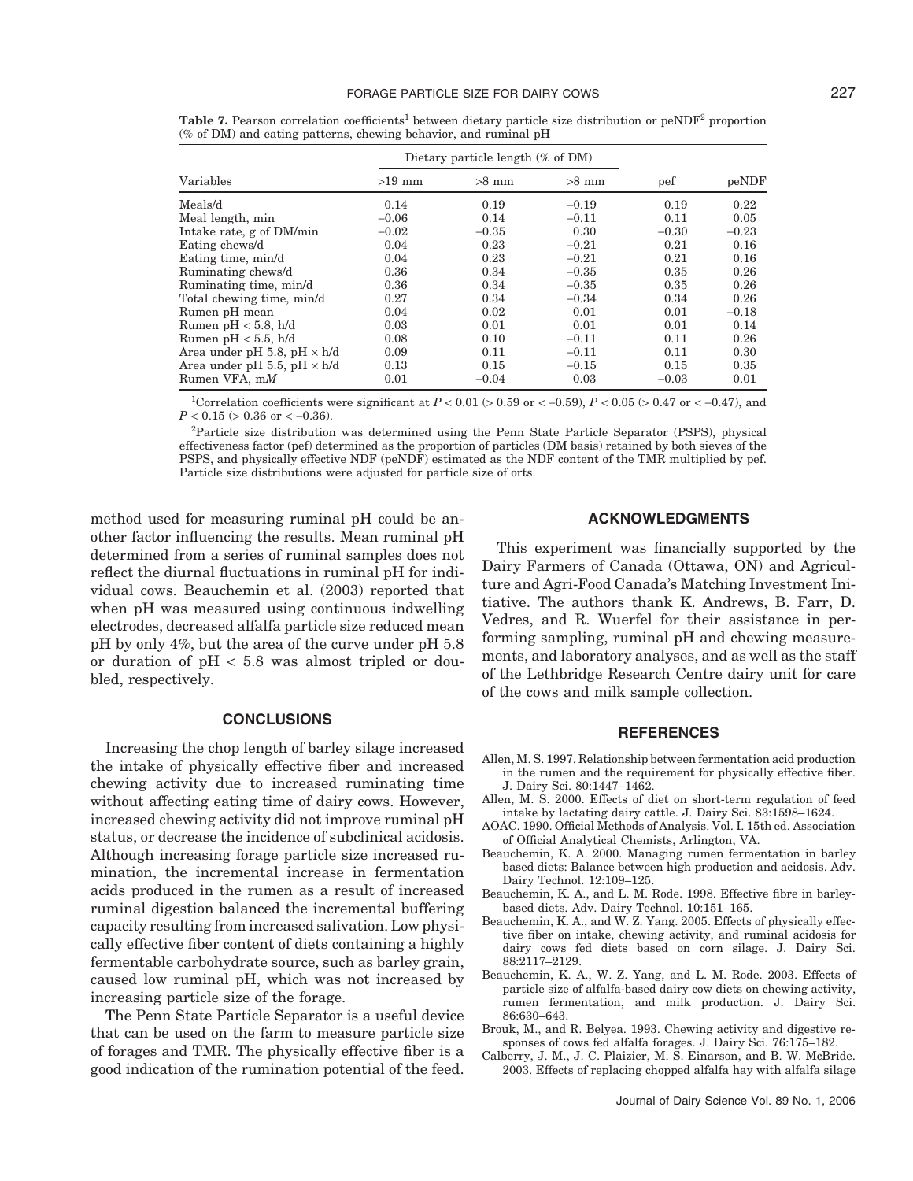**Table 7.** Pearson correlation coefficients[1] between dietary particle size distribution or peNDF[2] proportion (% of DM) and eating patterns, chewing behavior, and ruminal pH

| Variables | Dietary particle length (% of DM) | | | pef | peNDF |
|---|---|---|---|---|---|
| | >19 mm | >8 mm | >8 mm | | |
| Meals/d | 0.14 | 0.19 | −0.19 | 0.19 | 0.22 |
| Meal length, min | −0.06 | 0.14 | −0.11 | 0.11 | 0.05 |
| Intake rate, g of DM/min | −0.02 | −0.35 | 0.30 | −0.30 | −0.23 |
| Eating chews/d | 0.04 | 0.23 | −0.21 | 0.21 | 0.16 |
| Eating time, min/d | 0.04 | 0.23 | −0.21 | 0.21 | 0.16 |
| Ruminating chews/d | 0.36 | 0.34 | −0.35 | 0.35 | 0.26 |
| Ruminating time, min/d | 0.36 | 0.34 | −0.35 | 0.35 | 0.26 |
| Total chewing time, min/d | 0.27 | 0.34 | −0.34 | 0.34 | 0.26 |
| Rumen pH mean | 0.04 | 0.02 | 0.01 | 0.01 | −0.18 |
| Rumen pH < 5.8, h/d | 0.03 | 0.01 | 0.01 | 0.01 | 0.14 |
| Rumen pH < 5.5, h/d | 0.08 | 0.10 | −0.11 | 0.11 | 0.26 |
| Area under pH 5.8, pH × h/d | 0.09 | 0.11 | −0.11 | 0.11 | 0.30 |
| Area under pH 5.5, pH × h/d | 0.13 | 0.15 | −0.15 | 0.15 | 0.35 |
| Rumen VFA, m*M* | 0.01 | −0.04 | 0.03 | −0.03 | 0.01 |

[1]Correlation coefficients were significant at $P < 0.01$ (> 0.59 or < −0.59), $P < 0.05$ (> 0.47 or < −0.47), and $P < 0.15$ (> 0.36 or < −0.36).

[2]Particle size distribution was determined using the Penn State Particle Separator (PSPS), physical effectiveness factor (pef) determined as the proportion of particles (DM basis) retained by both sieves of the PSPS, and physically effective NDF (peNDF) estimated as the NDF content of the TMR multiplied by pef. Particle size distributions were adjusted for particle size of orts.

method used for measuring ruminal pH could be another factor influencing the results. Mean ruminal pH determined from a series of ruminal samples does not reflect the diurnal fluctuations in ruminal pH for individual cows. Beauchemin et al. (2003) reported that when pH was measured using continuous indwelling electrodes, decreased alfalfa particle size reduced mean pH by only 4%, but the area of the curve under pH 5.8 or duration of pH < 5.8 was almost tripled or doubled, respectively.

## CONCLUSIONS

Increasing the chop length of barley silage increased the intake of physically effective fiber and increased chewing activity due to increased ruminating time without affecting eating time of dairy cows. However, increased chewing activity did not improve ruminal pH status, or decrease the incidence of subclinical acidosis. Although increasing forage particle size increased rumination, the incremental increase in fermentation acids produced in the rumen as a result of increased ruminal digestion balanced the incremental buffering capacity resulting from increased salivation. Low physically effective fiber content of diets containing a highly fermentable carbohydrate source, such as barley grain, caused low ruminal pH, which was not increased by increasing particle size of the forage.

The Penn State Particle Separator is a useful device that can be used on the farm to measure particle size of forages and TMR. The physically effective fiber is a good indication of the rumination potential of the feed.

## ACKNOWLEDGMENTS

This experiment was financially supported by the Dairy Farmers of Canada (Ottawa, ON) and Agriculture and Agri-Food Canada's Matching Investment Initiative. The authors thank K. Andrews, B. Farr, D. Vedres, and R. Wuerfel for their assistance in performing sampling, ruminal pH and chewing measurements, and laboratory analyses, and as well as the staff of the Lethbridge Research Centre dairy unit for care of the cows and milk sample collection.

## REFERENCES

Allen, M. S. 1997. Relationship between fermentation acid production in the rumen and the requirement for physically effective fiber. J. Dairy Sci. 80:1447–1462.

Allen, M. S. 2000. Effects of diet on short-term regulation of feed intake by lactating dairy cattle. J. Dairy Sci. 83:1598–1624.

AOAC. 1990. Official Methods of Analysis. Vol. I. 15th ed. Association of Official Analytical Chemists, Arlington, VA.

Beauchemin, K. A. 2000. Managing rumen fermentation in barley based diets: Balance between high production and acidosis. Adv. Dairy Technol. 12:109–125.

Beauchemin, K. A., and L. M. Rode. 1998. Effective fibre in barley-based diets. Adv. Dairy Technol. 10:151–165.

Beauchemin, K. A., and W. Z. Yang. 2005. Effects of physically effective fiber on intake, chewing activity, and ruminal acidosis for dairy cows fed diets based on corn silage. J. Dairy Sci. 88:2117–2129.

Beauchemin, K. A., W. Z. Yang, and L. M. Rode. 2003. Effects of particle size of alfalfa-based dairy cow diets on chewing activity, rumen fermentation, and milk production. J. Dairy Sci. 86:630–643.

Brouk, M., and R. Belyea. 1993. Chewing activity and digestive responses of cows fed alfalfa forages. J. Dairy Sci. 76:175–182.

Calberry, J. M., J. C. Plaizier, M. S. Einarson, and B. W. McBride. 2003. Effects of replacing chopped alfalfa hay with alfalfa silage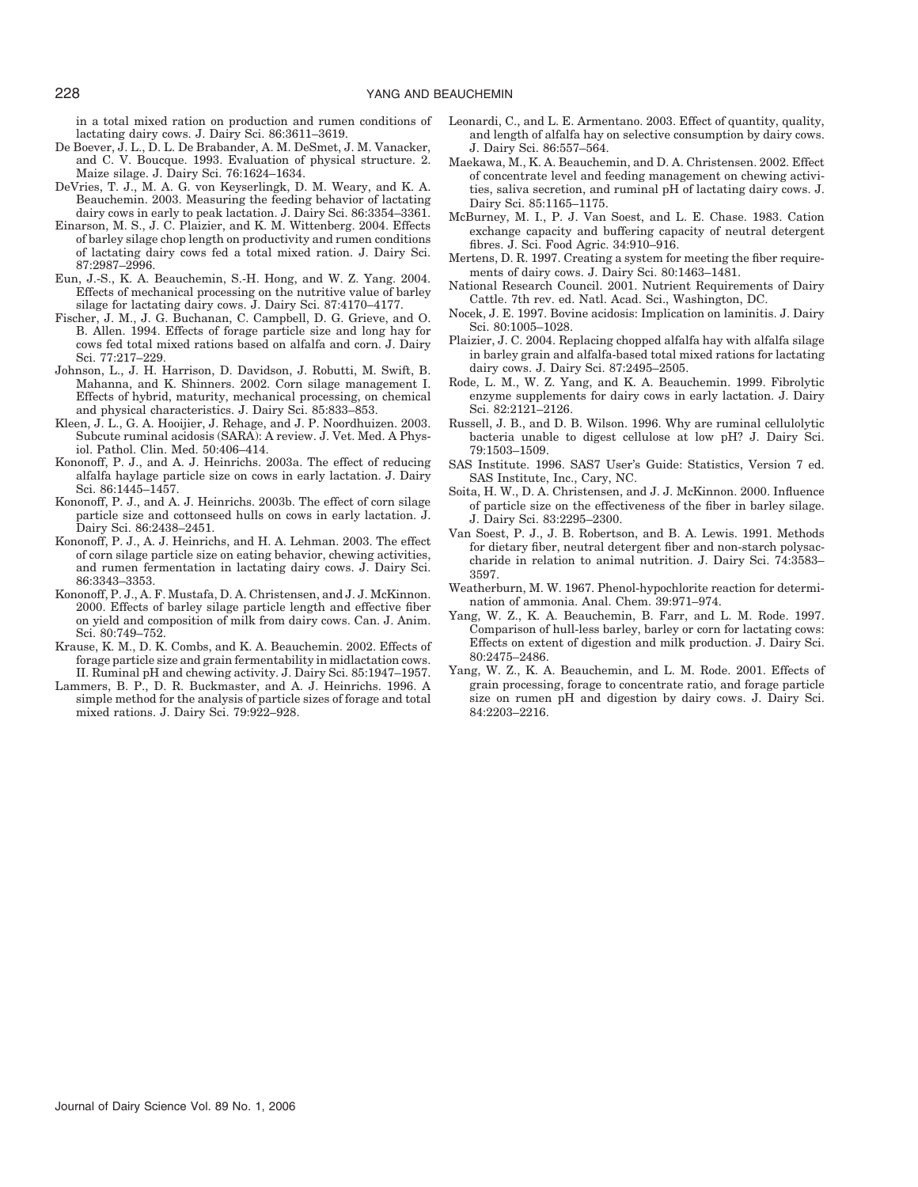in a total mixed ration on production and rumen conditions of lactating dairy cows. J. Dairy Sci. 86:3611–3619.

De Boever, J. L., D. L. De Brabander, A. M. DeSmet, J. M. Vanacker, and C. V. Boucque. 1993. Evaluation of physical structure. 2. Maize silage. J. Dairy Sci. 76:1624–1634.

DeVries, T. J., M. A. G. von Keyserlingk, D. M. Weary, and K. A. Beauchemin. 2003. Measuring the feeding behavior of lactating dairy cows in early to peak lactation. J. Dairy Sci. 86:3354–3361.

Einarson, M. S., J. C. Plaizier, and K. M. Wittenberg. 2004. Effects of barley silage chop length on productivity and rumen conditions of lactating dairy cows fed a total mixed ration. J. Dairy Sci. 87:2987–2996.

Eun, J.-S., K. A. Beauchemin, S.-H. Hong, and W. Z. Yang. 2004. Effects of mechanical processing on the nutritive value of barley silage for lactating dairy cows. J. Dairy Sci. 87:4170–4177.

Fischer, J. M., J. G. Buchanan, C. Campbell, D. G. Grieve, and O. B. Allen. 1994. Effects of forage particle size and long hay for cows fed total mixed rations based on alfalfa and corn. J. Dairy Sci. 77:217–229.

Johnson, L., J. H. Harrison, D. Davidson, J. Robutti, M. Swift, B. Mahanna, and K. Shinners. 2002. Corn silage management I. Effects of hybrid, maturity, mechanical processing, on chemical and physical characteristics. J. Dairy Sci. 85:833–853.

Kleen, J. L., G. A. Hooijier, J. Rehage, and J. P. Noordhuizen. 2003. Subcute ruminal acidosis (SARA): A review. J. Vet. Med. A Physiol. Pathol. Clin. Med. 50:406–414.

Kononoff, P. J., and A. J. Heinrichs. 2003a. The effect of reducing alfalfa haylage particle size on cows in early lactation. J. Dairy Sci. 86:1445–1457.

Kononoff, P. J., and A. J. Heinrichs. 2003b. The effect of corn silage particle size and cottonseed hulls on cows in early lactation. J. Dairy Sci. 86:2438–2451.

Kononoff, P. J., A. J. Heinrichs, and H. A. Lehman. 2003. The effect of corn silage particle size on eating behavior, chewing activities, and rumen fermentation in lactating dairy cows. J. Dairy Sci. 86:3343–3353.

Kononoff, P. J., A. F. Mustafa, D. A. Christensen, and J. J. McKinnon. 2000. Effects of barley silage particle length and effective fiber on yield and composition of milk from dairy cows. Can. J. Anim. Sci. 80:749–752.

Krause, K. M., D. K. Combs, and K. A. Beauchemin. 2002. Effects of forage particle size and grain fermentability in midlactation cows. II. Ruminal pH and chewing activity. J. Dairy Sci. 85:1947–1957.

Lammers, B. P., D. R. Buckmaster, and A. J. Heinrichs. 1996. A simple method for the analysis of particle sizes of forage and total mixed rations. J. Dairy Sci. 79:922–928.

Leonardi, C., and L. E. Armentano. 2003. Effect of quantity, quality, and length of alfalfa hay on selective consumption by dairy cows. J. Dairy Sci. 86:557–564.

Maekawa, M., K. A. Beauchemin, and D. A. Christensen. 2002. Effect of concentrate level and feeding management on chewing activities, saliva secretion, and ruminal pH of lactating dairy cows. J. Dairy Sci. 85:1165–1175.

McBurney, M. I., P. J. Van Soest, and L. E. Chase. 1983. Cation exchange capacity and buffering capacity of neutral detergent fibres. J. Sci. Food Agric. 34:910–916.

Mertens, D. R. 1997. Creating a system for meeting the fiber requirements of dairy cows. J. Dairy Sci. 80:1463–1481.

National Research Council. 2001. Nutrient Requirements of Dairy Cattle. 7th rev. ed. Natl. Acad. Sci., Washington, DC.

Nocek, J. E. 1997. Bovine acidosis: Implication on laminitis. J. Dairy Sci. 80:1005–1028.

Plaizier, J. C. 2004. Replacing chopped alfalfa hay with alfalfa silage in barley grain and alfalfa-based total mixed rations for lactating dairy cows. J. Dairy Sci. 87:2495–2505.

Rode, L. M., W. Z. Yang, and K. A. Beauchemin. 1999. Fibrolytic enzyme supplements for dairy cows in early lactation. J. Dairy Sci. 82:2121–2126.

Russell, J. B., and D. B. Wilson. 1996. Why are ruminal cellulolytic bacteria unable to digest cellulose at low pH? J. Dairy Sci. 79:1503–1509.

SAS Institute. 1996. SAS7 User's Guide: Statistics, Version 7 ed. SAS Institute, Inc., Cary, NC.

Soita, H. W., D. A. Christensen, and J. J. McKinnon. 2000. Influence of particle size on the effectiveness of the fiber in barley silage. J. Dairy Sci. 83:2295–2300.

Van Soest, P. J., J. B. Robertson, and B. A. Lewis. 1991. Methods for dietary fiber, neutral detergent fiber and non-starch polysaccharide in relation to animal nutrition. J. Dairy Sci. 74:3583–3597.

Weatherburn, M. W. 1967. Phenol-hypochlorite reaction for determination of ammonia. Anal. Chem. 39:971–974.

Yang, W. Z., K. A. Beauchemin, B. Farr, and L. M. Rode. 1997. Comparison of hull-less barley, barley or corn for lactating cows: Effects on extent of digestion and milk production. J. Dairy Sci. 80:2475–2486.

Yang, W. Z., K. A. Beauchemin, and L. M. Rode. 2001. Effects of grain processing, forage to concentrate ratio, and forage particle size on rumen pH and digestion by dairy cows. J. Dairy Sci. 84:2203–2216.